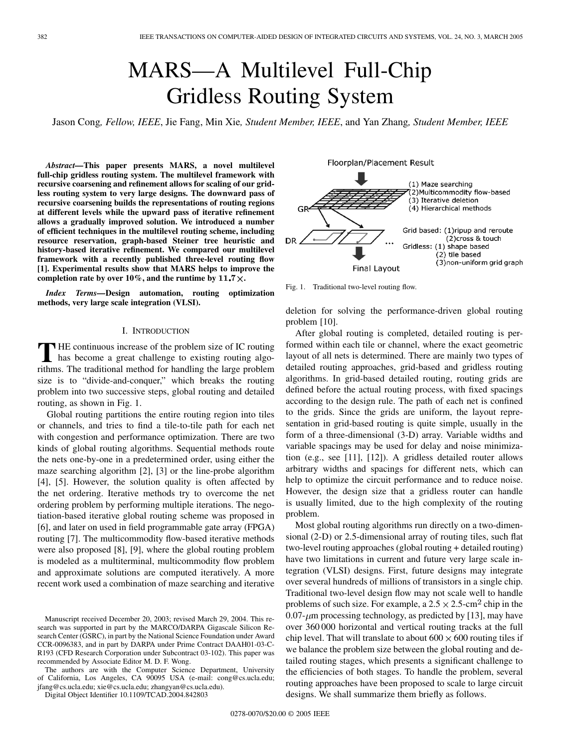# MARS—A Multilevel Full-Chip Gridless Routing System

Jason Cong, *Fellow, IEEE*, Jie Fang, Min Xie, *Student Member, IEEE*, and Yan Zhang, *Student Member, IEEE*

***Abstract*—This paper presents MARS, a novel multilevel full-chip gridless routing system. The multilevel framework with recursive coarsening and refinement allows for scaling of our gridless routing system to very large designs. The downward pass of recursive coarsening builds the representations of routing regions at different levels while the upward pass of iterative refinement allows a gradually improved solution. We introduced a number of efficient techniques in the multilevel routing scheme, including resource reservation, graph-based Steiner tree heuristic and history-based iterative refinement. We compared our multilevel framework with a recently published three-level routing flow [1]. Experimental results show that MARS helps to improve the completion rate by over 10%, and the runtime by 11.7×.**

***Index Terms*—Design automation, routing optimization methods, very large scale integration (VLSI).**

## I. INTRODUCTION

The continuous increase of the problem size of IC routing has become a great challenge to existing routing algorithms. The traditional method for handling the large problem size is to "divide-and-conquer," which breaks the routing problem into two successive steps, global routing and detailed routing, as shown in Fig. 1.

Global routing partitions the entire routing region into tiles or channels, and tries to find a tile-to-tile path for each net with congestion and performance optimization. There are two kinds of global routing algorithms. Sequential methods route the nets one-by-one in a predetermined order, using either the maze searching algorithm [2], [3] or the line-probe algorithm [4], [5]. However, the solution quality is often affected by the net ordering. Iterative methods try to overcome the net ordering problem by performing multiple iterations. The negotiation-based iterative global routing scheme was proposed in [6], and later on used in field programmable gate array (FPGA) routing [7]. The multicommodity flow-based iterative methods were also proposed [8], [9], where the global routing problem is modeled as a multiterminal, multicommodity flow problem and approximate solutions are computed iteratively. A more recent work used a combination of maze searching and iterative deletion for solving the performance-driven global routing problem [10].

Floorplan/Placement Result

GR: (1) Maze searching (2) Multicommodity flow-based (3) Iterative deletion (4) Hierarchical methods

DR: Grid based: (1) ripup and reroute (2) cross & touch; Gridless: (1) shape based (2) tile based (3) non-uniform grid graph

Final Layout

Fig. 1. Traditional two-level routing flow.

After global routing is completed, detailed routing is performed within each tile or channel, where the exact geometric layout of all nets is determined. There are mainly two types of detailed routing approaches, grid-based and gridless routing algorithms. In grid-based detailed routing, routing grids are defined before the actual routing process, with fixed spacings according to the design rule. The path of each net is confined to the grids. Since the grids are uniform, the layout representation in grid-based routing is quite simple, usually in the form of a three-dimensional (3-D) array. Variable widths and variable spacings may be used for delay and noise minimization (e.g., see [11], [12]). A gridless detailed router allows arbitrary widths and spacings for different nets, which can help to optimize the circuit performance and to reduce noise. However, the design size that a gridless router can handle is usually limited, due to the high complexity of the routing problem.

Most global routing algorithms run directly on a two-dimensional (2-D) or 2.5-dimensional array of routing tiles, such flat two-level routing approaches (global routing + detailed routing) have two limitations in current and future very large scale integration (VLSI) designs. First, future designs may integrate over several hundreds of millions of transistors in a single chip. Traditional two-level design flow may not scale well to handle problems of such size. For example, a $2.5 \times 2.5$-cm$^2$ chip in the 0.07-$\mu$m processing technology, as predicted by [13], may have over 360 000 horizontal and vertical routing tracks at the full chip level. That will translate to about $600 \times 600$ routing tiles if we balance the problem size between the global routing and detailed routing stages, which presents a significant challenge to the efficiencies of both stages. To handle the problem, several routing approaches have been proposed to scale to large circuit designs. We shall summarize them briefly as follows.

Manuscript received December 20, 2003; revised March 29, 2004. This research was supported in part by the MARCO/DARPA Gigascale Silicon Research Center (GSRC), in part by the National Science Foundation under Award CCR-0096383, and in part by DARPA under Prime Contract DAAH01-03-C-R193 (CFD Research Corporation under Subcontract 03-102). This paper was recommended by Associate Editor M. D. F. Wong.

The authors are with the Computer Science Department, University of California, Los Angeles, CA 90095 USA (e-mail: cong@cs.ucla.edu; jfang@cs.ucla.edu; xie@cs.ucla.edu; zhangyan@cs.ucla.edu).

Digital Object Identifier 10.1109/TCAD.2004.842803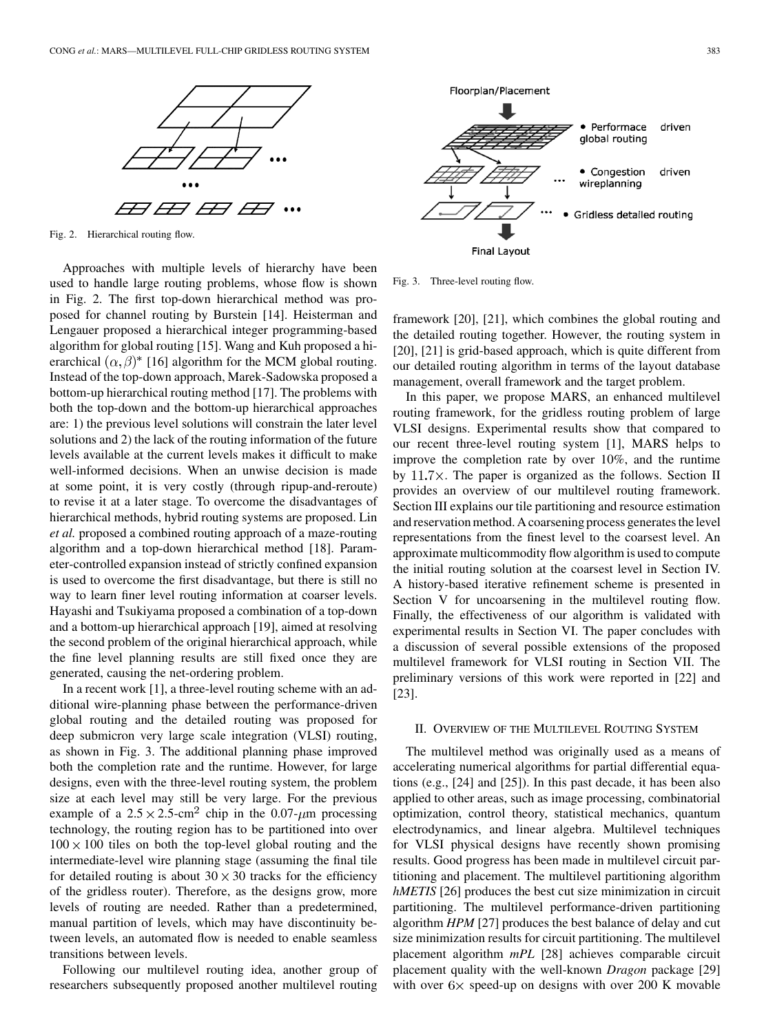Fig. 2. Hierarchical routing flow.

Approaches with multiple levels of hierarchy have been used to handle large routing problems, whose flow is shown in Fig. 2. The first top-down hierarchical method was proposed for channel routing by Burstein [14]. Heisterman and Lengauer proposed a hierarchical integer programming-based algorithm for global routing [15]. Wang and Kuh proposed a hierarchical $(\alpha, \beta)^*$ [16] algorithm for the MCM global routing. Instead of the top-down approach, Marek-Sadowska proposed a bottom-up hierarchical routing method [17]. The problems with both the top-down and the bottom-up hierarchical approaches are: 1) the previous level solutions will constrain the later level solutions and 2) the lack of the routing information of the future levels available at the current levels makes it difficult to make well-informed decisions. When an unwise decision is made at some point, it is very costly (through ripup-and-reroute) to revise it at a later stage. To overcome the disadvantages of hierarchical methods, hybrid routing systems are proposed. Lin *et al.* proposed a combined routing approach of a maze-routing algorithm and a top-down hierarchical method [18]. Parameter-controlled expansion instead of strictly confined expansion is used to overcome the first disadvantage, but there is still no way to learn finer level routing information at coarser levels. Hayashi and Tsukiyama proposed a combination of a top-down and a bottom-up hierarchical approach [19], aimed at resolving the second problem of the original hierarchical approach, while the fine level planning results are still fixed once they are generated, causing the net-ordering problem.

In a recent work [1], a three-level routing scheme with an additional wire-planning phase between the performance-driven global routing and the detailed routing was proposed for deep submicron very large scale integration (VLSI) routing, as shown in Fig. 3. The additional planning phase improved both the completion rate and the runtime. However, for large designs, even with the three-level routing system, the problem size at each level may still be very large. For the previous example of a $2.5 \times 2.5$-cm$^2$ chip in the 0.07-$\mu$m processing technology, the routing region has to be partitioned into over $100 \times 100$ tiles on both the top-level global routing and the intermediate-level wire planning stage (assuming the final tile for detailed routing is about $30 \times 30$ tracks for the efficiency of the gridless router). Therefore, as the designs grow, more levels of routing are needed. Rather than a predetermined, manual partition of levels, which may have discontinuity between levels, an automated flow is needed to enable seamless transitions between levels.

Following our multilevel routing idea, another group of researchers subsequently proposed another multilevel routing framework [20], [21], which combines the global routing and the detailed routing together. However, the routing system in [20], [21] is grid-based approach, which is quite different from our detailed routing algorithm in terms of the layout database management, overall framework and the target problem.

Floorplan/Placement

- Performace driven global routing
- Congestion driven wireplanning
- Gridless detailed routing

Final Layout

Fig. 3. Three-level routing flow.

In this paper, we propose MARS, an enhanced multilevel routing framework, for the gridless routing problem of large VLSI designs. Experimental results show that compared to our recent three-level routing system [1], MARS helps to improve the completion rate by over 10%, and the runtime by $11.7\times$. The paper is organized as the follows. Section II provides an overview of our multilevel routing framework. Section III explains our tile partitioning and resource estimation and reservation method. A coarsening process generates the level representations from the finest level to the coarsest level. An approximate multicommodity flow algorithm is used to compute the initial routing solution at the coarsest level in Section IV. A history-based iterative refinement scheme is presented in Section V for uncoarsening in the multilevel routing flow. Finally, the effectiveness of our algorithm is validated with experimental results in Section VI. The paper concludes with a discussion of several possible extensions of the proposed multilevel framework for VLSI routing in Section VII. The preliminary versions of this work were reported in [22] and [23].

## II. Overview of the Multilevel Routing System

The multilevel method was originally used as a means of accelerating numerical algorithms for partial differential equations (e.g., [24] and [25]). In this past decade, it has been also applied to other areas, such as image processing, combinatorial optimization, control theory, statistical mechanics, quantum electrodynamics, and linear algebra. Multilevel techniques for VLSI physical designs have recently shown promising results. Good progress has been made in multilevel circuit partitioning and placement. The multilevel partitioning algorithm *hMETIS* [26] produces the best cut size minimization in circuit partitioning. The multilevel performance-driven partitioning algorithm *HPM* [27] produces the best balance of delay and cut size minimization results for circuit partitioning. The multilevel placement algorithm *mPL* [28] achieves comparable circuit placement quality with the well-known *Dragon* package [29] with over $6\times$ speed-up on designs with over 200 K movable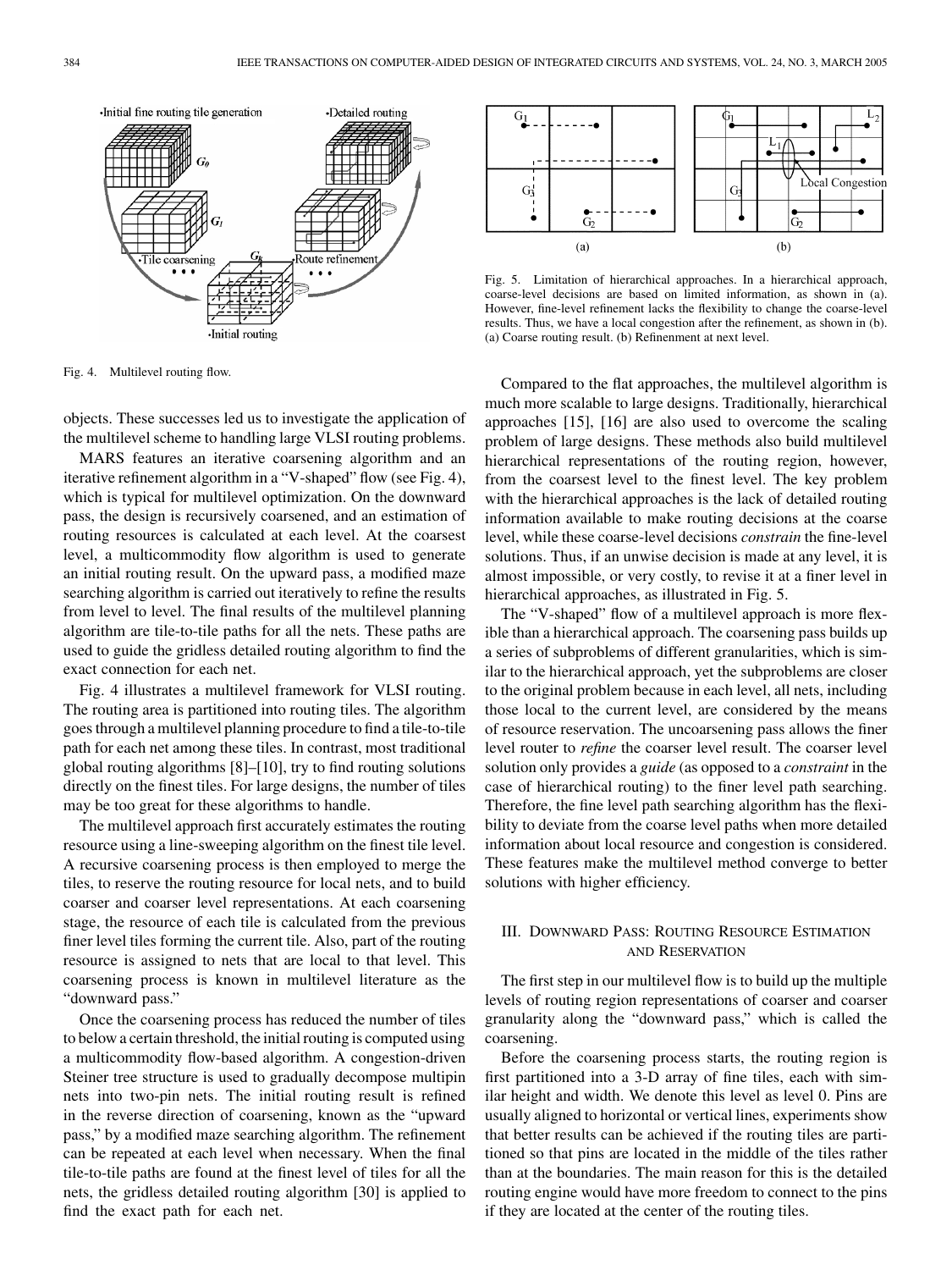•Initial fine routing tile generation

•Detailed routing

$G_0$

$G_1$

$G_k$

•Tile coarsening

•Route refinement

•Initial routing

Fig. 4. Multilevel routing flow.

$G_1$

$G_3$

$G_2$

(a)

$G_1$

$L_2$

$L_1$

Local Congestion

$G_3$

$G_2$

(b)

Fig. 5. Limitation of hierarchical approaches. In a hierarchical approach, coarse-level decisions are based on limited information, as shown in (a). However, fine-level refinement lacks the flexibility to change the coarse-level results. Thus, we have a local congestion after the refinement, as shown in (b). (a) Coarse routing result. (b) Refinement at next level.

objects. These successes led us to investigate the application of the multilevel scheme to handling large VLSI routing problems.

MARS features an iterative coarsening algorithm and an iterative refinement algorithm in a "V-shaped" flow (see Fig. 4), which is typical for multilevel optimization. On the downward pass, the design is recursively coarsened, and an estimation of routing resources is calculated at each level. At the coarsest level, a multicommodity flow algorithm is used to generate an initial routing result. On the upward pass, a modified maze searching algorithm is carried out iteratively to refine the results from level to level. The final results of the multilevel planning algorithm are tile-to-tile paths for all the nets. These paths are used to guide the gridless detailed routing algorithm to find the exact connection for each net.

Fig. 4 illustrates a multilevel framework for VLSI routing. The routing area is partitioned into routing tiles. The algorithm goes through a multilevel planning procedure to find a tile-to-tile path for each net among these tiles. In contrast, most traditional global routing algorithms [8]–[10], try to find routing solutions directly on the finest tiles. For large designs, the number of tiles may be too great for these algorithms to handle.

The multilevel approach first accurately estimates the routing resource using a line-sweeping algorithm on the finest tile level. A recursive coarsening process is then employed to merge the tiles, to reserve the routing resource for local nets, and to build coarser and coarser level representations. At each coarsening stage, the resource of each tile is calculated from the previous finer level tiles forming the current tile. Also, part of the routing resource is assigned to nets that are local to that level. This coarsening process is known in multilevel literature as the "downward pass."

Once the coarsening process has reduced the number of tiles to below a certain threshold, the initial routing is computed using a multicommodity flow-based algorithm. A congestion-driven Steiner tree structure is used to gradually decompose multipin nets into two-pin nets. The initial routing result is refined in the reverse direction of coarsening, known as the "upward pass," by a modified maze searching algorithm. The refinement can be repeated at each level when necessary. When the final tile-to-tile paths are found at the finest level of tiles for all the nets, the gridless detailed routing algorithm [30] is applied to find the exact path for each net.

Compared to the flat approaches, the multilevel algorithm is much more scalable to large designs. Traditionally, hierarchical approaches [15], [16] are also used to overcome the scaling problem of large designs. These methods also build multilevel hierarchical representations of the routing region, however, from the coarsest level to the finest level. The key problem with the hierarchical approaches is the lack of detailed routing information available to make routing decisions at the coarse level, while these coarse-level decisions *constrain* the fine-level solutions. Thus, if an unwise decision is made at any level, it is almost impossible, or very costly, to revise it at a finer level in hierarchical approaches, as illustrated in Fig. 5.

The "V-shaped" flow of a multilevel approach is more flexible than a hierarchical approach. The coarsening pass builds up a series of subproblems of different granularities, which is similar to the hierarchical approach, yet the subproblems are closer to the original problem because in each level, all nets, including those local to the current level, are considered by the means of resource reservation. The uncoarsening pass allows the finer level router to *refine* the coarser level result. The coarser level solution only provides a *guide* (as opposed to a *constraint* in the case of hierarchical routing) to the finer level path searching. Therefore, the fine level path searching algorithm has the flexibility to deviate from the coarse level paths when more detailed information about local resource and congestion is considered. These features make the multilevel method converge to better solutions with higher efficiency.

## III. Downward Pass: Routing Resource Estimation and Reservation

The first step in our multilevel flow is to build up the multiple levels of routing region representations of coarser and coarser granularity along the "downward pass," which is called the coarsening.

Before the coarsening process starts, the routing region is first partitioned into a 3-D array of fine tiles, each with similar height and width. We denote this level as level 0. Pins are usually aligned to horizontal or vertical lines, experiments show that better results can be achieved if the routing tiles are partitioned so that pins are located in the middle of the tiles rather than at the boundaries. The main reason for this is the detailed routing engine would have more freedom to connect to the pins if they are located at the center of the routing tiles.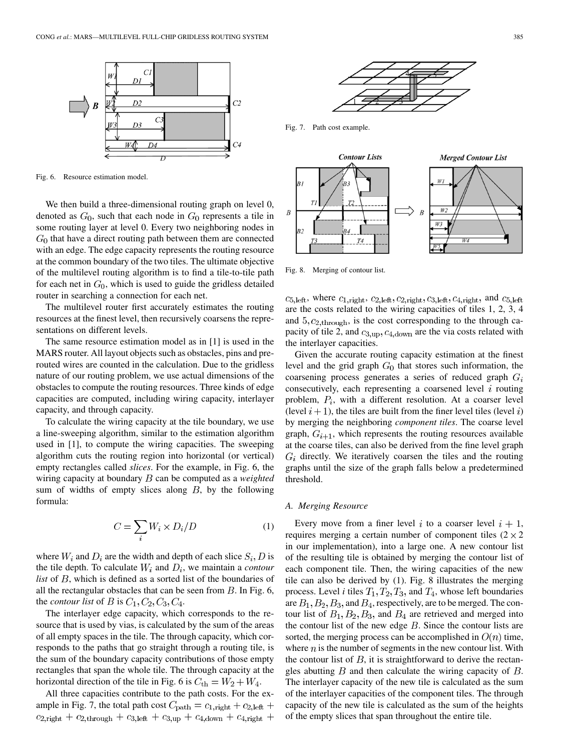Fig. 6. Resource estimation model.

We then build a three-dimensional routing graph on level 0, denoted as $G_0$, such that each node in $G_0$ represents a tile in some routing layer at level 0. Every two neighboring nodes in $G_0$ that have a direct routing path between them are connected with an edge. The edge capacity represents the routing resource at the common boundary of the two tiles. The ultimate objective of the multilevel routing algorithm is to find a tile-to-tile path for each net in $G_0$, which is used to guide the gridless detailed router in searching a connection for each net.

The multilevel router first accurately estimates the routing resources at the finest level, then recursively coarsens the representations on different levels.

The same resource estimation model as in [1] is used in the MARS router. All layout objects such as obstacles, pins and prerouted wires are counted in the calculation. Due to the gridless nature of our routing problem, we use actual dimensions of the obstacles to compute the routing resources. Three kinds of edge capacities are computed, including wiring capacity, interlayer capacity, and through capacity.

To calculate the wiring capacity at the tile boundary, we use a line-sweeping algorithm, similar to the estimation algorithm used in [1], to compute the wiring capacities. The sweeping algorithm cuts the routing region into horizontal (or vertical) empty rectangles called *slices*. For the example, in Fig. 6, the wiring capacity at boundary $B$ can be computed as a *weighted* sum of widths of empty slices along $B$, by the following formula:

$$C = \sum_i W_i \times D_i / D \tag{1}$$

where $W_i$ and $D_i$ are the width and depth of each slice $S_i$, $D$ is the tile depth. To calculate $W_i$ and $D_i$, we maintain a *contour list* of $B$, which is defined as a sorted list of the boundaries of all the rectangular obstacles that can be seen from $B$. In Fig. 6, the *contour list* of $B$ is $C_1, C_2, C_3, C_4$.

The interlayer edge capacity, which corresponds to the resource that is used by vias, is calculated by the sum of the areas of all empty spaces in the tile. The through capacity, which corresponds to the paths that go straight through a routing tile, is the sum of the boundary capacity contributions of those empty rectangles that span the whole tile. The through capacity at the horizontal direction of the tile in Fig. 6 is $C_{\text{th}} = W_2 + W_4$.

All three capacities contribute to the path costs. For the example in Fig. 7, the total path cost $C_{\text{path}} = c_{1,\text{right}} + c_{2,\text{left}} + c_{2,\text{right}} + c_{2,\text{through}} + c_{3,\text{left}} + c_{3,\text{up}} + c_{4,\text{down}} + c_{4,\text{right}} + c_{5,\text{left}}$, where $c_{1,\text{right}}$, $c_{2,\text{left}}, c_{2,\text{right}}, c_{3,\text{left}}, c_{4,\text{right}}$, and $c_{5,\text{left}}$ are the costs related to the wiring capacities of tiles 1, 2, 3, 4 and $5, c_{2,\text{through}}$, is the cost corresponding to the through capacity of tile 2, and $c_{3,\text{up}}, c_{4,\text{down}}$ are the via costs related with the interlayer capacities.

Fig. 7. Path cost example.

Fig. 8. Merging of contour list.

Given the accurate routing capacity estimation at the finest level and the grid graph $G_0$ that stores such information, the coarsening process generates a series of reduced graph $G_i$ consecutively, each representing a coarsened level $i$ routing problem, $P_i$, with a different resolution. At a coarser level (level $i+1$), the tiles are built from the finer level tiles (level $i$) by merging the neighboring *component tiles*. The coarse level graph, $G_{i+1}$, which represents the routing resources available at the coarse tiles, can also be derived from the fine level graph $G_i$ directly. We iteratively coarsen the tiles and the routing graphs until the size of the graph falls below a predetermined threshold.

### A. Merging Resource

Every move from a finer level $i$ to a coarser level $i+1$, requires merging a certain number of component tiles ($2 \times 2$ in our implementation), into a large one. A new contour list of the resulting tile is obtained by merging the contour list of each component tile. Then, the wiring capacities of the new tile can also be derived by (1). Fig. 8 illustrates the merging process. Level $i$ tiles $T_1, T_2, T_3$, and $T_4$, whose left boundaries are $B_1, B_2, B_3$, and $B_4$, respectively, are to be merged. The contour list of $B_1, B_2, B_3$, and $B_4$ are retrieved and merged into the contour list of the new edge $B$. Since the contour lists are sorted, the merging process can be accomplished in $O(n)$ time, where $n$ is the number of segments in the new contour list. With the contour list of $B$, it is straightforward to derive the rectangles abutting $B$ and then calculate the wiring capacity of $B$. The interlayer capacity of the new tile is calculated as the sum of the interlayer capacities of the component tiles. The through capacity of the new tile is calculated as the sum of the heights of the empty slices that span throughout the entire tile.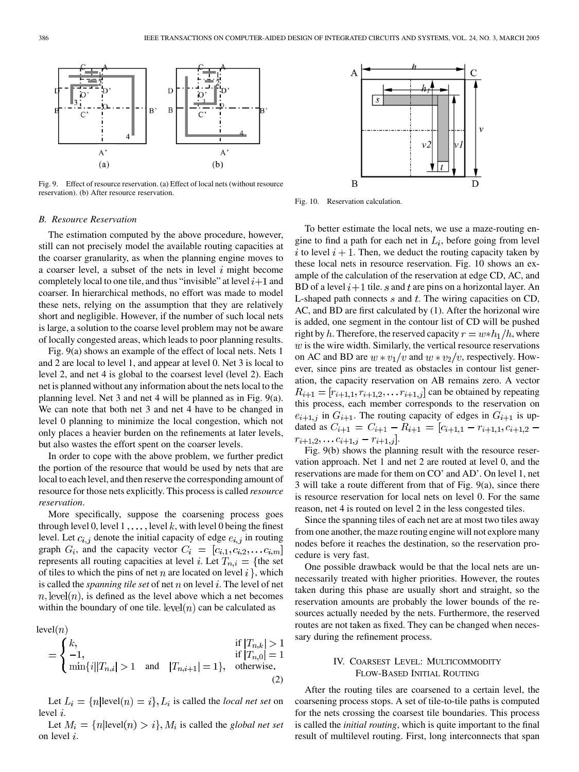Fig. 9. Effect of resource reservation. (a) Effect of local nets (without resource reservation). (b) After resource reservation.

Fig. 10. Reservation calculation.

### B. Resource Reservation

The estimation computed by the above procedure, however, still can not precisely model the available routing capacities at the coarser granularity, as when the planning engine moves to a coarser level, a subset of the nets in level $i$ might become completely local to one tile, and thus "invisible" at level $i+1$ and coarser. In hierarchical methods, no effort was made to model these nets, relying on the assumption that they are relatively short and negligible. However, if the number of such local nets is large, a solution to the coarse level problem may not be aware of locally congested areas, which leads to poor planning results.

Fig. 9(a) shows an example of the effect of local nets. Nets 1 and 2 are local to level 1, and appear at level 0. Net 3 is local to level 2, and net 4 is global to the coarsest level (level 2). Each net is planned without any information about the nets local to the planning level. Net 3 and net 4 will be planned as in Fig. 9(a). We can note that both net 3 and net 4 have to be changed in level 0 planning to minimize the local congestion, which not only places a heavier burden on the refinements at later levels, but also wastes the effort spent on the coarser levels.

In order to cope with the above problem, we further predict the portion of the resource that would be used by nets that are local to each level, and then reserve the corresponding amount of resource for those nets explicitly. This process is called *resource reservation*.

More specifically, suppose the coarsening process goes through level 0, level 1, ..., level $k$, with level 0 being the finest level. Let $c_{i,j}$ denote the initial capacity of edge $e_{i,j}$ in routing graph $G_i$, and the capacity vector $C_i = [c_{i,1}, c_{i,2}, \ldots c_{i,m}]$ represents all routing capacities at level $i$. Let $T_{n,i} = \{$the set of tiles to which the pins of net $n$ are located on level $i\}$, which is called the *spanning tile set* of net $n$ on level $i$. The level of net $n$, $\text{level}(n)$, is defined as the level above which a net becomes within the boundary of one tile. $\text{level}(n)$ can be calculated as

$$\text{level}(n) = \begin{cases} k, & \text{if } |T_{n,k}| > 1 \\ -1, & \text{if } |T_{n,0}| = 1 \\ \min\{i \,|\, |T_{n,i}| > 1 \quad \text{and} \quad |T_{n,i+1}| = 1\}, & \text{otherwise.} \end{cases} \tag{2}$$

Let $L_i = \{n | \text{level}(n) = i\}$, $L_i$ is called the *local net set* on level $i$.

Let $M_i = \{n | \text{level}(n) > i\}$, $M_i$ is called the *global net set* on level $i$.

To better estimate the local nets, we use a maze-routing engine to find a path for each net in $L_i$, before going from level $i$ to level $i+1$. Then, we deduct the routing capacity taken by these local nets in resource reservation. Fig. 10 shows an example of the calculation of the reservation at edge CD, AC, and BD of a level $i+1$ tile. $s$ and $t$ are pins on a horizontal layer. An L-shaped path connects $s$ and $t$. The wiring capacities on CD, AC, and BD are first calculated by (1). After the horizonal wire is added, one segment in the contour list of CD will be pushed right by $h$. Therefore, the reserved capacity $r = w * h_1/h$, where $w$ is the wire width. Similarly, the vertical resource reservations on AC and BD are $w * v_1/v$ and $w * v_2/v$, respectively. However, since pins are treated as obstacles in contour list generation, the capacity reservation on AB remains zero. A vector $R_{i+1} = [r_{i+1,1}, r_{i+1,2}, \ldots r_{i+1,j}]$ can be obtained by repeating this process, each member corresponds to the reservation on $e_{i+1,j}$ in $G_{i+1}$. The routing capacity of edges in $G_{i+1}$ is updated as $C_{i+1} = C_{i+1} - R_{i+1} = [c_{i+1,1} - r_{i+1,1}, c_{i+1,2} - r_{i+1,2}, \ldots c_{i+1,j} - r_{i+1,j}]$.

Fig. 9(b) shows the planning result with the resource reservation approach. Net 1 and net 2 are routed at level 0, and the reservations are made for them on CO' and AD'. On level 1, net 3 will take a route different from that of Fig. 9(a), since there is resource reservation for local nets on level 0. For the same reason, net 4 is routed on level 2 in the less congested tiles.

Since the spanning tiles of each net are at most two tiles away from one another, the maze routing engine will not explore many nodes before it reaches the destination, so the reservation procedure is very fast.

One possible drawback would be that the local nets are unnecessarily treated with higher priorities. However, the routes taken during this phase are usually short and straight, so the reservation amounts are probably the lower bounds of the resources actually needed by the nets. Furthermore, the reserved routes are not taken as fixed. They can be changed when necessary during the refinement process.

## IV. Coarsest Level: Multicommodity Flow-Based Initial Routing

After the routing tiles are coarsened to a certain level, the coarsening process stops. A set of tile-to-tile paths is computed for the nets crossing the coarsest tile boundaries. This process is called the *initial routing*, which is quite important to the final result of multilevel routing. First, long interconnects that span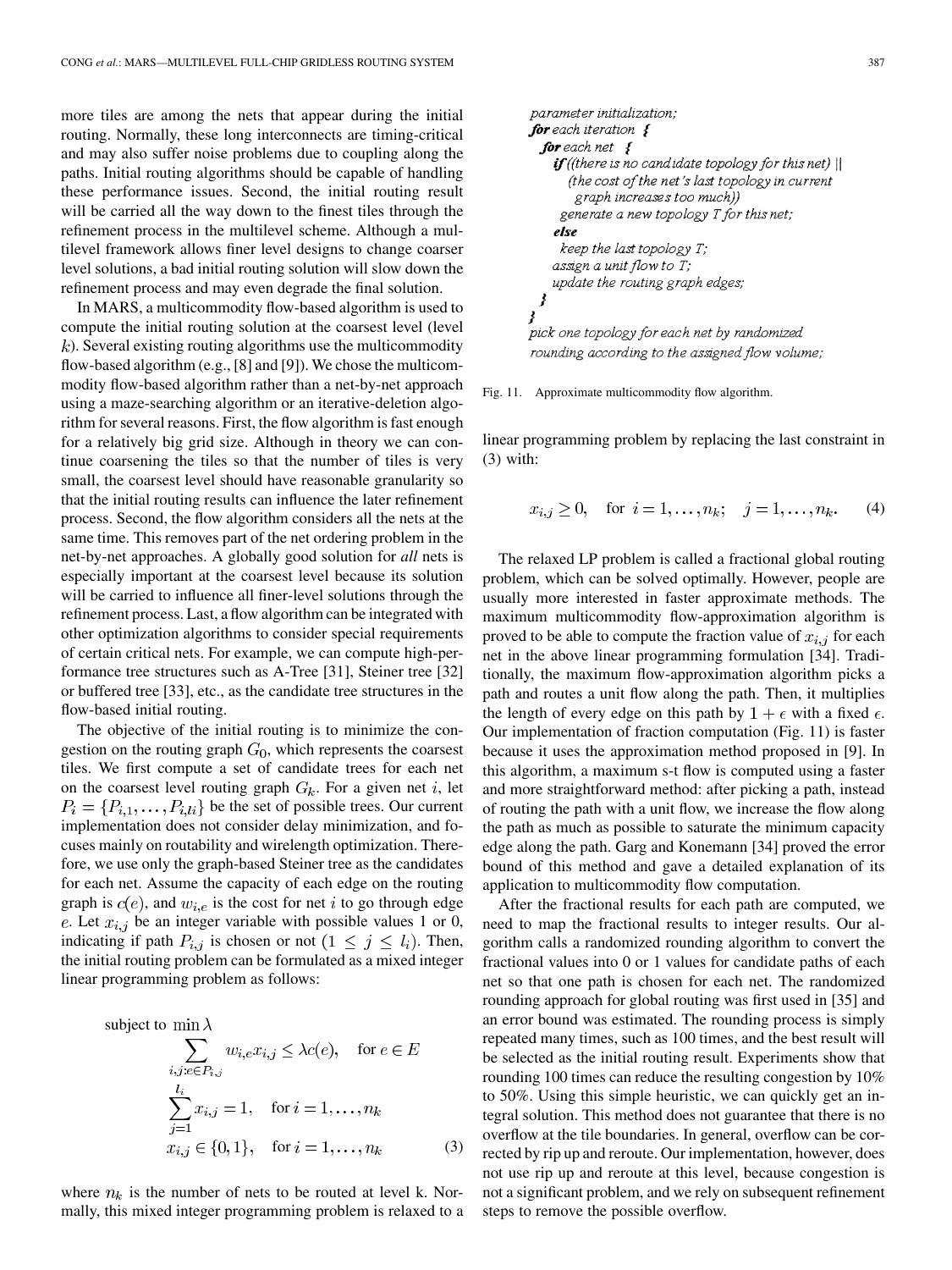more tiles are among the nets that appear during the initial routing. Normally, these long interconnects are timing-critical and may also suffer noise problems due to coupling along the paths. Initial routing algorithms should be capable of handling these performance issues. Second, the initial routing result will be carried all the way down to the finest tiles through the refinement process in the multilevel scheme. Although a multilevel framework allows finer level designs to change coarser level solutions, a bad initial routing solution will slow down the refinement process and may even degrade the final solution.

In MARS, a multicommodity flow-based algorithm is used to compute the initial routing solution at the coarsest level (level $k$). Several existing routing algorithms use the multicommodity flow-based algorithm (e.g., [8] and [9]). We chose the multicommodity flow-based algorithm rather than a net-by-net approach using a maze-searching algorithm or an iterative-deletion algorithm for several reasons. First, the flow algorithm is fast enough for a relatively big grid size. Although in theory we can continue coarsening the tiles so that the number of tiles is very small, the coarsest level should have reasonable granularity so that the initial routing results can influence the later refinement process. Second, the flow algorithm considers all the nets at the same time. This removes part of the net ordering problem in the net-by-net approaches. A globally good solution for *all* nets is especially important at the coarsest level because its solution will be carried to influence all finer-level solutions through the refinement process. Last, a flow algorithm can be integrated with other optimization algorithms to consider special requirements of certain critical nets. For example, we can compute high-performance tree structures such as A-Tree [31], Steiner tree [32] or buffered tree [33], etc., as the candidate tree structures in the flow-based initial routing.

The objective of the initial routing is to minimize the congestion on the routing graph $G_0$, which represents the coarsest tiles. We first compute a set of candidate trees for each net on the coarsest level routing graph $G_k$. For a given net $i$, let $P_i = \{P_{i,1}, \ldots, P_{i,li}\}$ be the set of possible trees. Our current implementation does not consider delay minimization, and focuses mainly on routability and wirelength optimization. Therefore, we use only the graph-based Steiner tree as the candidates for each net. Assume the capacity of each edge on the routing graph is $c(e)$, and $w_{i,e}$ is the cost for net $i$ to go through edge $e$. Let $x_{i,j}$ be an integer variable with possible values 1 or 0, indicating if path $P_{i,j}$ is chosen or not ($1 \leq j \leq l_i$). Then, the initial routing problem can be formulated as a mixed integer linear programming problem as follows:

$$
\begin{aligned}
\text{subject to } \min \lambda & \\
\sum_{i,j: e \in P_{i,j}} w_{i,e} x_{i,j} &\leq \lambda c(e), \quad \text{for } e \in E \\
\sum_{j=1}^{l_i} x_{i,j} &= 1, \quad \text{for } i = 1, \ldots, n_k \\
x_{i,j} &\in \{0, 1\}, \quad \text{for } i = 1, \ldots, n_k
\end{aligned} \tag{3}
$$

where $n_k$ is the number of nets to be routed at level k. Normally, this mixed integer programming problem is relaxed to a linear programming problem by replacing the last constraint in (3) with:

$$
x_{i,j} \geq 0, \quad \text{for } i = 1, \ldots, n_k; \quad j = 1, \ldots, n_k. \tag{4}
$$

The relaxed LP problem is called a fractional global routing problem, which can be solved optimally. However, people are usually more interested in faster approximate methods. The maximum multicommodity flow-approximation algorithm is proved to be able to compute the fraction value of $x_{i,j}$ for each net in the above linear programming formulation [34]. Traditionally, the maximum flow-approximation algorithm picks a path and routes a unit flow along the path. Then, it multiplies the length of every edge on this path by $1 + \epsilon$ with a fixed $\epsilon$. Our implementation of fraction computation (Fig. 11) is faster because it uses the approximation method proposed in [9]. In this algorithm, a maximum s-t flow is computed using a faster and more straightforward method: after picking a path, instead of routing the path with a unit flow, we increase the flow along the path as much as possible to saturate the minimum capacity edge along the path. Garg and Konemann [34] proved the error bound of this method and gave a detailed explanation of its application to multicommodity flow computation.

```
parameter initialization;
for each iteration {
  for each net {
    if ((there is no candidate topology for this net) ||
       (the cost of the net's last topology in current
        graph increases too much))
      generate a new topology T for this net;
    else
      keep the last topology T;
    assign a unit flow to T;
    update the routing graph edges;
  }
}
pick one topology for each net by randomized
rounding according to the assigned flow volume;
```

Fig. 11. Approximate multicommodity flow algorithm.

After the fractional results for each path are computed, we need to map the fractional results to integer results. Our algorithm calls a randomized rounding algorithm to convert the fractional values into 0 or 1 values for candidate paths of each net so that one path is chosen for each net. The randomized rounding approach for global routing was first used in [35] and an error bound was estimated. The rounding process is simply repeated many times, such as 100 times, and the best result will be selected as the initial routing result. Experiments show that rounding 100 times can reduce the resulting congestion by 10% to 50%. Using this simple heuristic, we can quickly get an integral solution. This method does not guarantee that there is no overflow at the tile boundaries. In general, overflow can be corrected by rip up and reroute. Our implementation, however, does not use rip up and reroute at this level, because congestion is not a significant problem, and we rely on subsequent refinement steps to remove the possible overflow.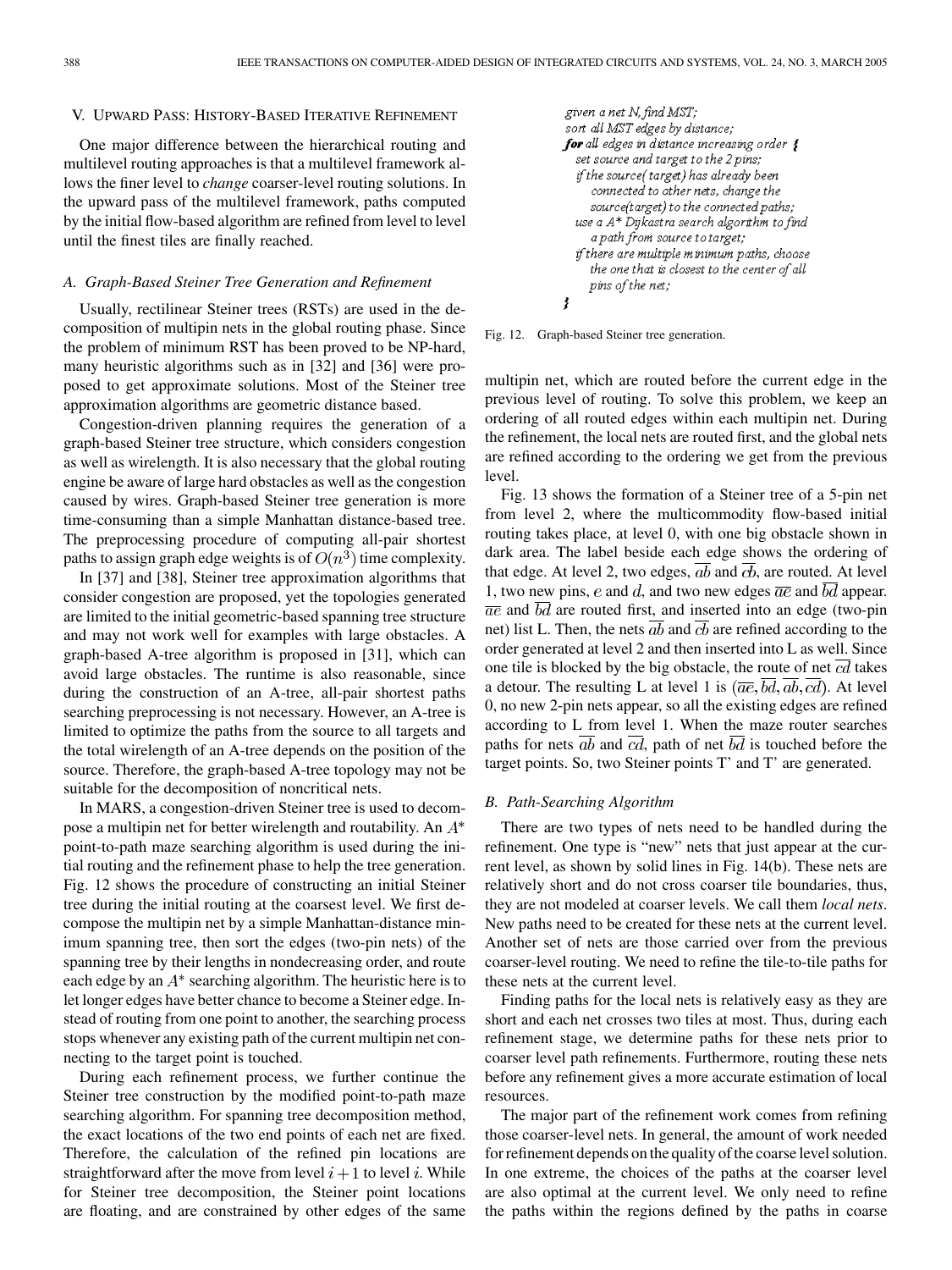## V. Upward Pass: History-Based Iterative Refinement

One major difference between the hierarchical routing and multilevel routing approaches is that a multilevel framework allows the finer level to *change* coarser-level routing solutions. In the upward pass of the multilevel framework, paths computed by the initial flow-based algorithm are refined from level to level until the finest tiles are finally reached.

### A. Graph-Based Steiner Tree Generation and Refinement

Usually, rectilinear Steiner trees (RSTs) are used in the decomposition of multipin nets in the global routing phase. Since the problem of minimum RST has been proved to be NP-hard, many heuristic algorithms such as in [32] and [36] were proposed to get approximate solutions. Most of the Steiner tree approximation algorithms are geometric distance based.

Congestion-driven planning requires the generation of a graph-based Steiner tree structure, which considers congestion as well as wirelength. It is also necessary that the global routing engine be aware of large hard obstacles as well as the congestion caused by wires. Graph-based Steiner tree generation is more time-consuming than a simple Manhattan distance-based tree. The preprocessing procedure of computing all-pair shortest paths to assign graph edge weights is of $O(n^3)$ time complexity.

In [37] and [38], Steiner tree approximation algorithms that consider congestion are proposed, yet the topologies generated are limited to the initial geometric-based spanning tree structure and may not work well for examples with large obstacles. A graph-based A-tree algorithm is proposed in [31], which can avoid large obstacles. The runtime is also reasonable, since during the construction of an A-tree, all-pair shortest paths searching preprocessing is not necessary. However, an A-tree is limited to optimize the paths from the source to all targets and the total wirelength of an A-tree depends on the position of the source. Therefore, the graph-based A-tree topology may not be suitable for the decomposition of noncritical nets.

In MARS, a congestion-driven Steiner tree is used to decompose a multipin net for better wirelength and routability. An $A^*$ point-to-path maze searching algorithm is used during the initial routing and the refinement phase to help the tree generation. Fig. 12 shows the procedure of constructing an initial Steiner tree during the initial routing at the coarsest level. We first decompose the multipin net by a simple Manhattan-distance minimum spanning tree, then sort the edges (two-pin nets) of the spanning tree by their lengths in nondecreasing order, and route each edge by an $A^*$ searching algorithm. The heuristic here is to let longer edges have better chance to become a Steiner edge. Instead of routing from one point to another, the searching process stops whenever any existing path of the current multipin net connecting to the target point is touched.

```
given a net N, find MST;
sort all MST edges by distance;
for all edges in distance increasing order {
  set source and target to the 2 pins;
  if the source(target) has already been
     connected to other nets, change the
     source(target) to the connected paths;
  use a A* Dijkastra search algorithm to find
     a path from source to target;
  if there are multiple minimum paths, choose
     the one that is closest to the center of all
     pins of the net;
}
```

Fig. 12. Graph-based Steiner tree generation.

During each refinement process, we further continue the Steiner tree construction by the modified point-to-path maze searching algorithm. For spanning tree decomposition method, the exact locations of the two end points of each net are fixed. Therefore, the calculation of the refined pin locations are straightforward after the move from level $i+1$ to level $i$. While for Steiner tree decomposition, the Steiner point locations are floating, and are constrained by other edges of the same multipin net, which are routed before the current edge in the previous level of routing. To solve this problem, we keep an ordering of all routed edges within each multipin net. During the refinement, the local nets are routed first, and the global nets are refined according to the ordering we get from the previous level.

Fig. 13 shows the formation of a Steiner tree of a 5-pin net from level 2, where the multicommodity flow-based initial routing takes place, at level 0, with one big obstacle shown in dark area. The label beside each edge shows the ordering of that edge. At level 2, two edges, $\overline{ab}$ and $\overline{cb}$, are routed. At level 1, two new pins, $e$ and $d$, and two new edges $\overline{ae}$ and $\overline{bd}$ appear. $\overline{ae}$ and $\overline{bd}$ are routed first, and inserted into an edge (two-pin net) list L. Then, the nets $\overline{ab}$ and $\overline{cb}$ are refined according to the order generated at level 2 and then inserted into L as well. Since one tile is blocked by the big obstacle, the route of net $\overline{cd}$ takes a detour. The resulting L at level 1 is $(\overline{ae}, \overline{bd}, \overline{ab}, \overline{cd})$. At level 0, no new 2-pin nets appear, so all the existing edges are refined according to L from level 1. When the maze router searches paths for nets $\overline{ab}$ and $\overline{cd}$, path of net $\overline{bd}$ is touched before the target points. So, two Steiner points T' and T' are generated.

### B. Path-Searching Algorithm

There are two types of nets need to be handled during the refinement. One type is "new" nets that just appear at the current level, as shown by solid lines in Fig. 14(b). These nets are relatively short and do not cross coarser tile boundaries, thus, they are not modeled at coarser levels. We call them *local nets*. New paths need to be created for these nets at the current level. Another set of nets are those carried over from the previous coarser-level routing. We need to refine the tile-to-tile paths for these nets at the current level.

Finding paths for the local nets is relatively easy as they are short and each net crosses two tiles at most. Thus, during each refinement stage, we determine paths for these nets prior to coarser level path refinements. Furthermore, routing these nets before any refinement gives a more accurate estimation of local resources.

The major part of the refinement work comes from refining those coarser-level nets. In general, the amount of work needed for refinement depends on the quality of the coarse level solution. In one extreme, the choices of the paths at the coarser level are also optimal at the current level. We only need to refine the paths within the regions defined by the paths in coarse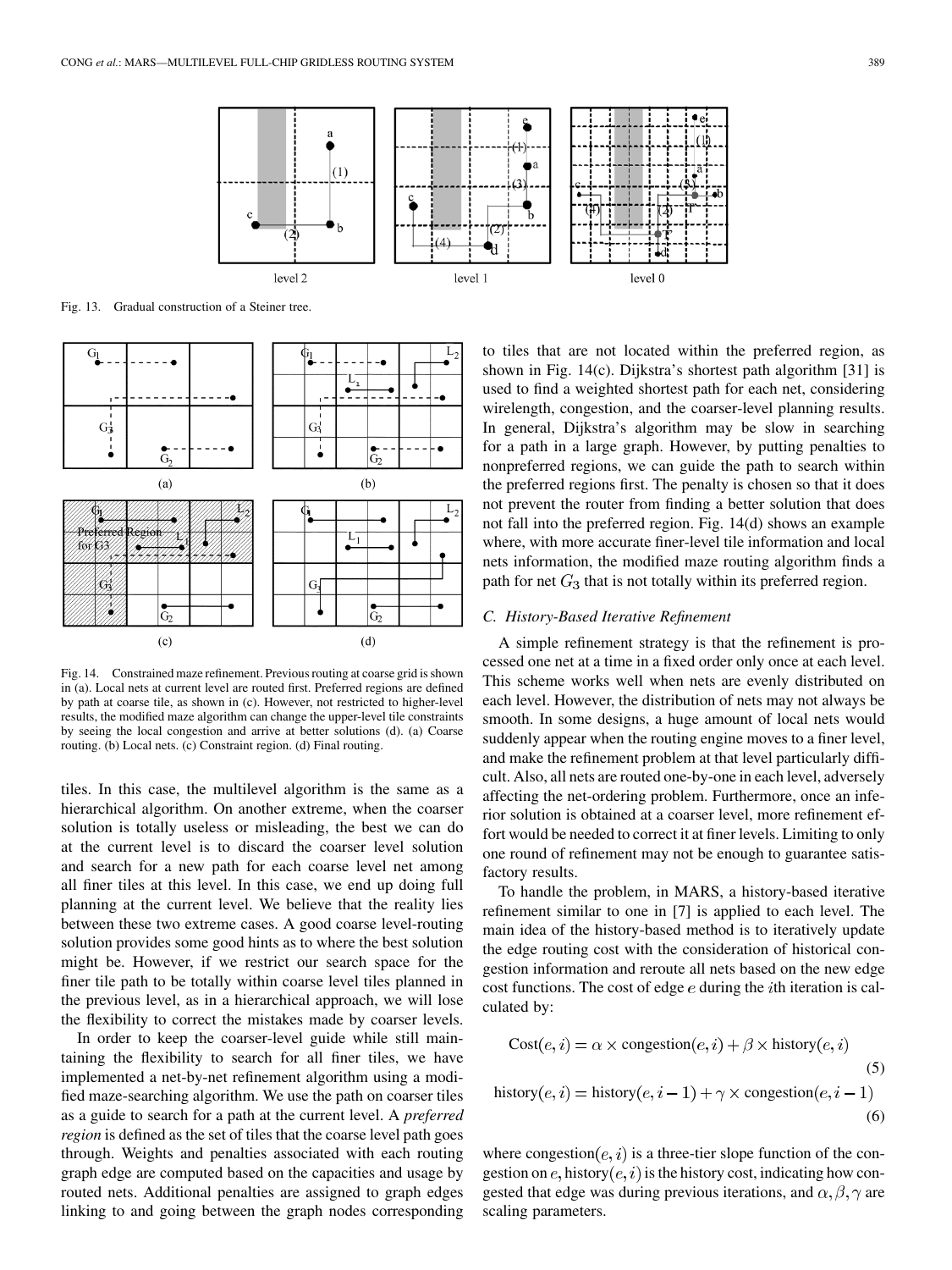Fig. 13. Gradual construction of a Steiner tree.

Fig. 14. Constrained maze refinement. Previous routing at coarse grid is shown in (a). Local nets at current level are routed first. Preferred regions are defined by path at coarse tile, as shown in (c). However, not restricted to higher-level results, the modified maze algorithm can change the upper-level tile constraints by seeing the local congestion and arrive at better solutions (d). (a) Coarse routing. (b) Local nets. (c) Constraint region. (d) Final routing.

tiles. In this case, the multilevel algorithm is the same as a hierarchical algorithm. On another extreme, when the coarser solution is totally useless or misleading, the best we can do at the current level is to discard the coarser level solution and search for a new path for each coarse level net among all finer tiles at this level. In this case, we end up doing full planning at the current level. We believe that the reality lies between these two extreme cases. A good coarse level-routing solution provides some good hints as to where the best solution might be. However, if we restrict our search space for the finer tile path to be totally within coarse level tiles planned in the previous level, as in a hierarchical approach, we will lose the flexibility to correct the mistakes made by coarser levels.

In order to keep the coarser-level guide while still maintaining the flexibility to search for all finer tiles, we have implemented a net-by-net refinement algorithm using a modified maze-searching algorithm. We use the path on coarser tiles as a guide to search for a path at the current level. A *preferred region* is defined as the set of tiles that the coarse level path goes through. Weights and penalties associated with each routing graph edge are computed based on the capacities and usage by routed nets. Additional penalties are assigned to graph edges linking to and going between the graph nodes corresponding to tiles that are not located within the preferred region, as shown in Fig. 14(c). Dijkstra's shortest path algorithm [31] is used to find a weighted shortest path for each net, considering wirelength, congestion, and the coarser-level planning results. In general, Dijkstra's algorithm may be slow in searching for a path in a large graph. However, by putting penalties to nonpreferred regions, we can guide the path to search within the preferred regions first. The penalty is chosen so that it does not prevent the router from finding a better solution that does not fall into the preferred region. Fig. 14(d) shows an example where, with more accurate finer-level tile information and local nets information, the modified maze routing algorithm finds a path for net $G_3$ that is not totally within its preferred region.

### C. History-Based Iterative Refinement

A simple refinement strategy is that the refinement is processed one net at a time in a fixed order only once at each level. This scheme works well when nets are evenly distributed on each level. However, the distribution of nets may not always be smooth. In some designs, a huge amount of local nets would suddenly appear when the routing engine moves to a finer level, and make the refinement problem at that level particularly difficult. Also, all nets are routed one-by-one in each level, adversely affecting the net-ordering problem. Furthermore, once an inferior solution is obtained at a coarser level, more refinement effort would be needed to correct it at finer levels. Limiting to only one round of refinement may not be enough to guarantee satisfactory results.

To handle the problem, in MARS, a history-based iterative refinement similar to one in [7] is applied to each level. The main idea of the history-based method is to iteratively update the edge routing cost with the consideration of historical congestion information and reroute all nets based on the new edge cost functions. The cost of edge $e$ during the $i$th iteration is calculated by:

$$\text{Cost}(e, i) = \alpha \times \text{congestion}(e, i) + \beta \times \text{history}(e, i) \tag{5}$$

$$\text{history}(e, i) = \text{history}(e, i-1) + \gamma \times \text{congestion}(e, i-1) \tag{6}$$

where $\text{congestion}(e, i)$ is a three-tier slope function of the congestion on $e$, $\text{history}(e, i)$ is the history cost, indicating how congested that edge was during previous iterations, and $\alpha, \beta, \gamma$ are scaling parameters.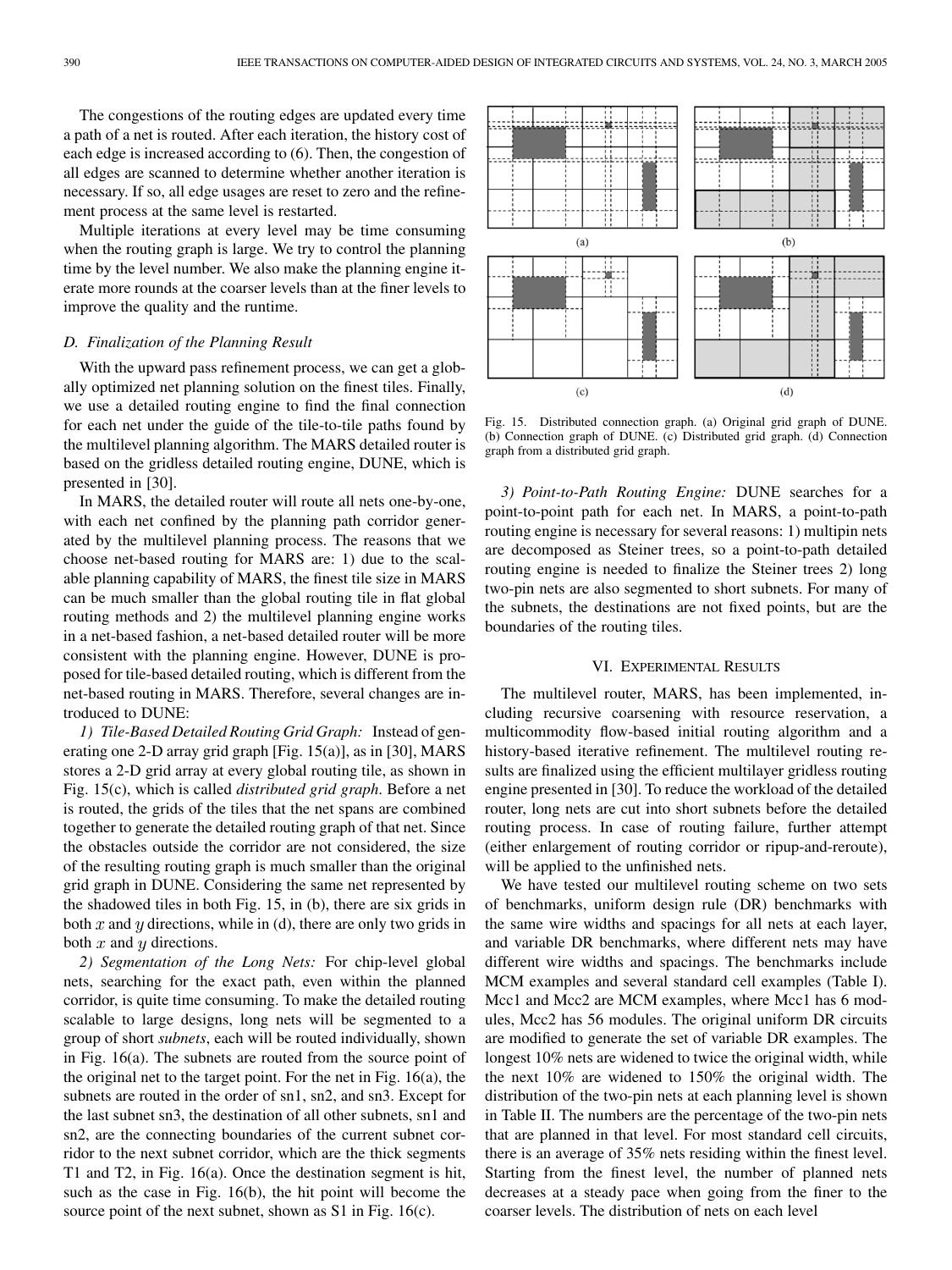The congestions of the routing edges are updated every time a path of a net is routed. After each iteration, the history cost of each edge is increased according to (6). Then, the congestion of all edges are scanned to determine whether another iteration is necessary. If so, all edge usages are reset to zero and the refinement process at the same level is restarted.

Multiple iterations at every level may be time consuming when the routing graph is large. We try to control the planning time by the level number. We also make the planning engine iterate more rounds at the coarser levels than at the finer levels to improve the quality and the runtime.

### D. Finalization of the Planning Result

With the upward pass refinement process, we can get a globally optimized net planning solution on the finest tiles. Finally, we use a detailed routing engine to find the final connection for each net under the guide of the tile-to-tile paths found by the multilevel planning algorithm. The MARS detailed router is based on the gridless detailed routing engine, DUNE, which is presented in [30].

In MARS, the detailed router will route all nets one-by-one, with each net confined by the planning path corridor generated by the multilevel planning process. The reasons that we choose net-based routing for MARS are: 1) due to the scalable planning capability of MARS, the finest tile size in MARS can be much smaller than the global routing tile in flat global routing methods and 2) the multilevel planning engine works in a net-based fashion, a net-based detailed router will be more consistent with the planning engine. However, DUNE is proposed for tile-based detailed routing, which is different from the net-based routing in MARS. Therefore, several changes are introduced to DUNE:

*1) Tile-Based Detailed Routing Grid Graph:* Instead of generating one 2-D array grid graph [Fig. 15(a)], as in [30], MARS stores a 2-D grid array at every global routing tile, as shown in Fig. 15(c), which is called *distributed grid graph.* Before a net is routed, the grids of the tiles that the net spans are combined together to generate the detailed routing graph of that net. Since the obstacles outside the corridor are not considered, the size of the resulting routing graph is much smaller than the original grid graph in DUNE. Considering the same net represented by the shadowed tiles in both Fig. 15, in (b), there are six grids in both $x$ and $y$ directions, while in (d), there are only two grids in both $x$ and $y$ directions.

*2) Segmentation of the Long Nets:* For chip-level global nets, searching for the exact path, even within the planned corridor, is quite time consuming. To make the detailed routing scalable to large designs, long nets will be segmented to a group of short *subnets*, each will be routed individually, shown in Fig. 16(a). The subnets are routed from the source point of the original net to the target point. For the net in Fig. 16(a), the subnets are routed in the order of sn1, sn2, and sn3. Except for the last subnet sn3, the destination of all other subnets, sn1 and sn2, are the connecting boundaries of the current subnet corridor to the next subnet corridor, which are the thick segments T1 and T2, in Fig. 16(a). Once the destination segment is hit, such as the case in Fig. 16(b), the hit point will become the source point of the next subnet, shown as S1 in Fig. 16(c).

Fig. 15. Distributed connection graph. (a) Original grid graph of DUNE. (b) Connection graph of DUNE. (c) Distributed grid graph. (d) Connection graph from a distributed grid graph.

*3) Point-to-Path Routing Engine:* DUNE searches for a point-to-point path for each net. In MARS, a point-to-path routing engine is necessary for several reasons: 1) multipin nets are decomposed as Steiner trees, so a point-to-path detailed routing engine is needed to finalize the Steiner trees 2) long two-pin nets are also segmented to short subnets. For many of the subnets, the destinations are not fixed points, but are the boundaries of the routing tiles.

## VI. Experimental Results

The multilevel router, MARS, has been implemented, including recursive coarsening with resource reservation, a multicommodity flow-based initial routing algorithm and a history-based iterative refinement. The multilevel routing results are finalized using the efficient multilayer gridless routing engine presented in [30]. To reduce the workload of the detailed router, long nets are cut into short subnets before the detailed routing process. In case of routing failure, further attempt (either enlargement of routing corridor or ripup-and-reroute), will be applied to the unfinished nets.

We have tested our multilevel routing scheme on two sets of benchmarks, uniform design rule (DR) benchmarks with the same wire widths and spacings for all nets at each layer, and variable DR benchmarks, where different nets may have different wire widths and spacings. The benchmarks include MCM examples and several standard cell examples (Table I). Mcc1 and Mcc2 are MCM examples, where Mcc1 has 6 modules, Mcc2 has 56 modules. The original uniform DR circuits are modified to generate the set of variable DR examples. The longest 10% nets are widened to twice the original width, while the next 10% are widened to 150% the original width. The distribution of the two-pin nets at each planning level is shown in Table II. The numbers are the percentage of the two-pin nets that are planned in that level. For most standard cell circuits, there is an average of 35% nets residing within the finest level. Starting from the finest level, the number of planned nets decreases at a steady pace when going from the finer to the coarser levels. The distribution of nets on each level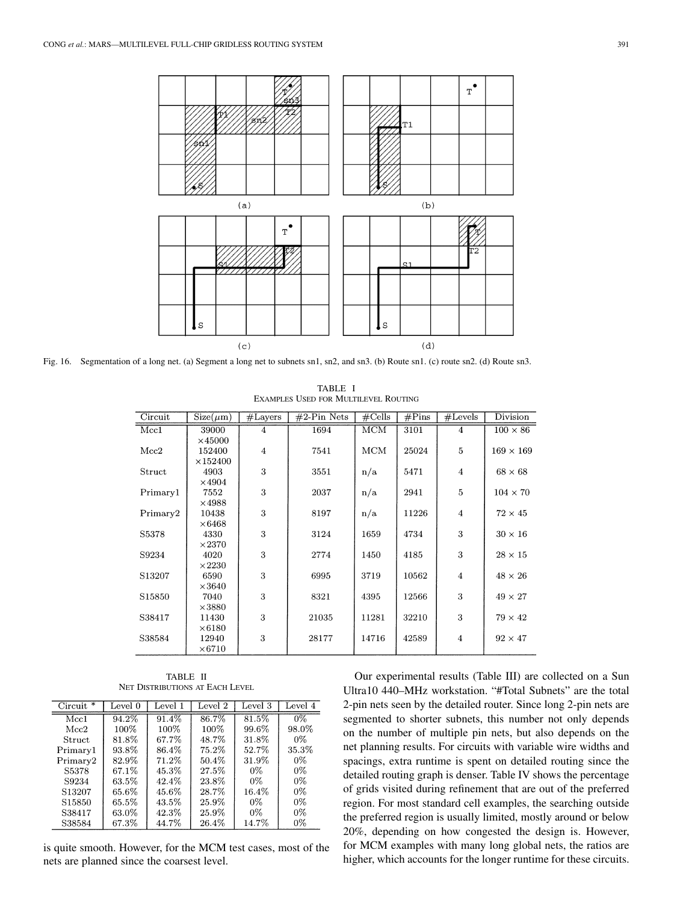Fig. 16. Segmentation of a long net. (a) Segment a long net to subnets sn1, sn2, and sn3. (b) Route sn1. (c) route sn2. (d) Route sn3.

TABLE I
EXAMPLES USED FOR MULTILEVEL ROUTING

| Circuit | Size($\mu$m) | #Layers | #2-Pin Nets | #Cells | #Pins | #Levels | Division |
|---|---|---|---|---|---|---|---|
| Mcc1 | 39000 $\times$45000 | 4 | 1694 | MCM | 3101 | 4 | 100 $\times$ 86 |
| Mcc2 | 152400 $\times$152400 | 4 | 7541 | MCM | 25024 | 5 | 169 $\times$ 169 |
| Struct | 4903 $\times$4904 | 3 | 3551 | n/a | 5471 | 4 | 68 $\times$ 68 |
| Primary1 | 7552 $\times$4988 | 3 | 2037 | n/a | 2941 | 5 | 104 $\times$ 70 |
| Primary2 | 10438 $\times$6468 | 3 | 8197 | n/a | 11226 | 4 | 72 $\times$ 45 |
| S5378 | 4330 $\times$2370 | 3 | 3124 | 1659 | 4734 | 3 | 30 $\times$ 16 |
| S9234 | 4020 $\times$2230 | 3 | 2774 | 1450 | 4185 | 3 | 28 $\times$ 15 |
| S13207 | 6590 $\times$3640 | 3 | 6995 | 3719 | 10562 | 4 | 48 $\times$ 26 |
| S15850 | 7040 $\times$3880 | 3 | 8321 | 4395 | 12566 | 3 | 49 $\times$ 27 |
| S38417 | 11430 $\times$6180 | 3 | 21035 | 11281 | 32210 | 3 | 79 $\times$ 42 |
| S38584 | 12940 $\times$6710 | 3 | 28177 | 14716 | 42589 | 4 | 92 $\times$ 47 |

TABLE II
NET DISTRIBUTIONS AT EACH LEVEL

| Circuit * | Level 0 | Level 1 | Level 2 | Level 3 | Level 4 |
|---|---|---|---|---|---|
| Mcc1 | 94.2% | 91.4% | 86.7% | 81.5% | 0% |
| Mcc2 | 100% | 100% | 100% | 99.6% | 98.0% |
| Struct | 81.8% | 67.7% | 48.7% | 31.8% | 0% |
| Primary1 | 93.8% | 86.4% | 75.2% | 52.7% | 35.3% |
| Primary2 | 82.9% | 71.2% | 50.4% | 31.9% | 0% |
| S5378 | 67.1% | 45.3% | 27.5% | 0% | 0% |
| S9234 | 63.5% | 42.4% | 23.8% | 0% | 0% |
| S13207 | 65.6% | 45.6% | 28.7% | 16.4% | 0% |
| S15850 | 65.5% | 43.5% | 25.9% | 0% | 0% |
| S38417 | 63.0% | 42.3% | 25.9% | 0% | 0% |
| S38584 | 67.3% | 44.7% | 26.4% | 14.7% | 0% |

is quite smooth. However, for the MCM test cases, most of the nets are planned since the coarsest level.

Our experimental results (Table III) are collected on a Sun Ultra10 440–MHz workstation. "#Total Subnets" are the total 2-pin nets seen by the detailed router. Since long 2-pin nets are segmented to shorter subnets, this number not only depends on the number of multiple pin nets, but also depends on the net planning results. For circuits with variable wire widths and spacings, extra runtime is spent on detailed routing since the detailed routing graph is denser. Table IV shows the percentage of grids visited during refinement that are out of the preferred region. For most standard cell examples, the searching outside the preferred region is usually limited, mostly around or below 20%, depending on how congested the design is. However, for MCM examples with many long global nets, the ratios are higher, which accounts for the longer runtime for these circuits.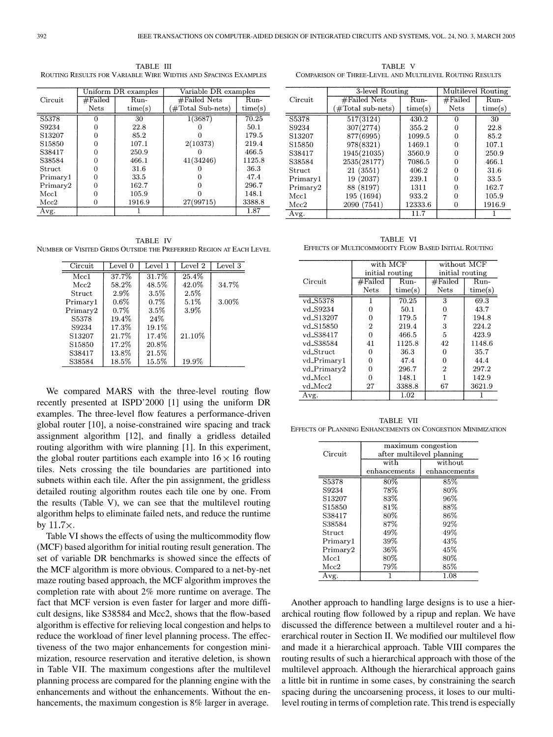TABLE III
ROUTING RESULTS FOR VARIABLE WIRE WIDTHS AND SPACINGS EXAMPLES

| Circuit | Uniform DR examples | | Variable DR examples | |
|---|---|---|---|---|
| | #Failed Nets | Run-time(s) | #Failed Nets (#Total Sub-nets) | Run-time(s) |
| S5378 | 0 | 30 | 1(3687) | 70.25 |
| S9234 | 0 | 22.8 | 0 | 50.1 |
| S13207 | 0 | 85.2 | 0 | 179.5 |
| S15850 | 0 | 107.1 | 2(10373) | 219.4 |
| S38417 | 0 | 250.9 | 0 | 466.5 |
| S38584 | 0 | 466.1 | 41(34246) | 1125.8 |
| Struct | 0 | 31.6 | 0 | 36.3 |
| Primary1 | 0 | 33.5 | 0 | 47.4 |
| Primary2 | 0 | 162.7 | 0 | 296.7 |
| Mcc1 | 0 | 105.9 | 0 | 148.1 |
| Mcc2 | 0 | 1916.9 | 27(99715) | 3388.8 |
| Avg. | | 1 | | 1.87 |

TABLE IV
NUMBER OF VISITED GRIDS OUTSIDE THE PREFERRED REGION AT EACH LEVEL

| Circuit | Level 0 | Level 1 | Level 2 | Level 3 |
|---|---|---|---|---|
| Mcc1 | 37.7% | 31.7% | 25.4% | |
| Mcc2 | 58.2% | 48.5% | 42.0% | 34.7% |
| Struct | 2.9% | 3.5% | 2.5% | |
| Primary1 | 0.6% | 0.7% | 5.1% | 3.00% |
| Primary2 | 0.7% | 3.5% | 3.9% | |
| S5378 | 19.4% | 24% | | |
| S9234 | 17.3% | 19.1% | | |
| S13207 | 21.7% | 17.4% | 21.10% | |
| S15850 | 17.2% | 20.8% | | |
| S38417 | 13.8% | 21.5% | | |
| S38584 | 18.5% | 15.5% | 19.9% | |

We compared MARS with the three-level routing flow recently presented at ISPD'2000 [1] using the uniform DR examples. The three-level flow features a performance-driven global router [10], a noise-constrained wire spacing and track assignment algorithm [12], and finally a gridless detailed routing algorithm with wire planning [1]. In this experiment, the global router partitions each example into $16 \times 16$ routing tiles. Nets crossing the tile boundaries are partitioned into subnets within each tile. After the pin assignment, the gridless detailed routing algorithm routes each tile one by one. From the results (Table V), we can see that the multilevel routing algorithm helps to eliminate failed nets, and reduce the runtime by $11.7\times$.

Table VI shows the effects of using the multicommodity flow (MCF) based algorithm for initial routing result generation. The set of variable DR benchmarks is showed since the effects of the MCF algorithm is more obvious. Compared to a net-by-net maze routing based approach, the MCF algorithm improves the completion rate with about 2% more runtime on average. The fact that MCF version is even faster for larger and more difficult designs, like S38584 and Mcc2, shows that the flow-based algorithm is effective for relieving local congestion and helps to reduce the workload of finer level planning process. The effectiveness of the two major enhancements for congestion minimization, resource reservation and iterative deletion, is shown in Table VII. The maximum congestions after the multilevel planning process are compared for the planning engine with the enhancements and without the enhancements. Without the enhancements, the maximum congestion is 8% larger in average.

TABLE V
COMPARISON OF THREE-LEVEL AND MULTILEVEL ROUTING RESULTS

| Circuit | 3-level Routing | | Multilevel Routing | |
|---|---|---|---|---|
| | #Failed Nets (#Total sub-nets) | Run-time(s) | #Failed Nets | Run-time(s) |
| S5378 | 517(3124) | 430.2 | 0 | 30 |
| S9234 | 307(2774) | 355.2 | 0 | 22.8 |
| S13207 | 877(6995) | 1099.5 | 0 | 85.2 |
| S15850 | 978(8321) | 1469.1 | 0 | 107.1 |
| S38417 | 1945(21035) | 3560.9 | 0 | 250.9 |
| S38584 | 2535(28177) | 7086.5 | 0 | 466.1 |
| Struct | 21 (3551) | 406.2 | 0 | 31.6 |
| Primary1 | 19 (2037) | 239.1 | 0 | 33.5 |
| Primary2 | 88 (8197) | 1311 | 0 | 162.7 |
| Mcc1 | 195 (1694) | 933.2 | 0 | 105.9 |
| Mcc2 | 2090 (7541) | 12333.6 | 0 | 1916.9 |
| Avg. | | 11.7 | | 1 |

TABLE VI
EFFECTS OF MULTICOMMODITY FLOW BASED INITIAL ROUTING

| Circuit | with MCF initial routing | | without MCF initial routing | |
|---|---|---|---|---|
| | #Failed Nets | Run-time(s) | #Failed Nets | Run-time(s) |
| vd_S5378 | 1 | 70.25 | 3 | 69.3 |
| vd_S9234 | 0 | 50.1 | 0 | 43.7 |
| vd_S13207 | 0 | 179.5 | 7 | 194.8 |
| vd_S15850 | 2 | 219.4 | 3 | 224.2 |
| vd_S38417 | 0 | 466.5 | 5 | 423.9 |
| vd_S38584 | 41 | 1125.8 | 42 | 1148.6 |
| vd_Struct | 0 | 36.3 | 0 | 35.7 |
| vd_Primary1 | 0 | 47.4 | 0 | 44.4 |
| vd_Primary2 | 0 | 296.7 | 2 | 297.2 |
| vd_Mcc1 | 0 | 148.1 | 1 | 142.9 |
| vd_Mcc2 | 27 | 3388.8 | 67 | 3621.9 |
| Avg. | | 1.02 | | 1 |

TABLE VII
EFFECTS OF PLANNING ENHANCEMENTS ON CONGESTION MINIMIZATION

| Circuit | maximum congestion after multilevel planning | |
|---|---|---|
| | with enhancements | without enhancements |
| S5378 | 80% | 85% |
| S9234 | 78% | 80% |
| S13207 | 83% | 96% |
| S15850 | 81% | 88% |
| S38417 | 80% | 86% |
| S38584 | 87% | 92% |
| Struct | 49% | 49% |
| Primary1 | 39% | 43% |
| Primary2 | 36% | 45% |
| Mcc1 | 80% | 80% |
| Mcc2 | 79% | 85% |
| Avg. | 1 | 1.08 |

Another approach to handling large designs is to use a hierarchical routing flow followed by a ripup and replan. We have discussed the difference between a multilevel router and a hierarchical router in Section II. We modified our multilevel flow and made it a hierarchical approach. Table VIII compares the routing results of such a hierarchical approach with those of the multilevel approach. Although the hierarchical approach gains a little bit in runtime in some cases, by constraining the search spacing during the uncoarsening process, it loses to our multilevel routing in terms of completion rate. This trend is especially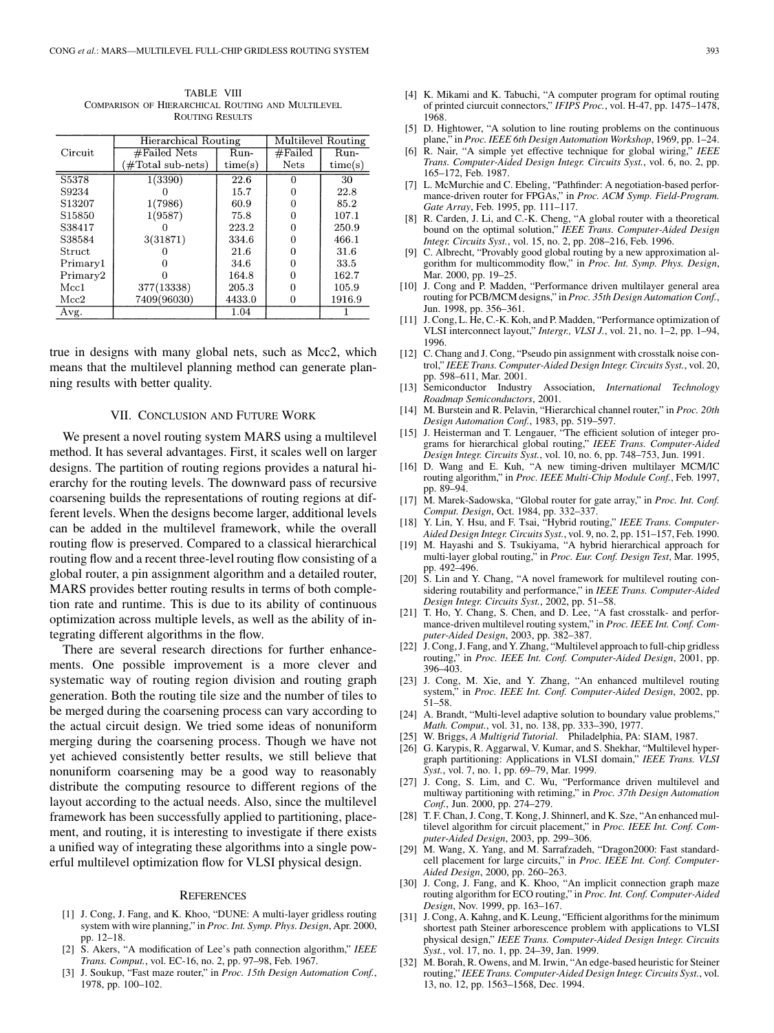TABLE VIII
COMPARISON OF HIERARCHICAL ROUTING AND MULTILEVEL ROUTING RESULTS

| Circuit | Hierarchical Routing | | Multilevel Routing | |
|---|---|---|---|---|
| | #Failed Nets (#Total sub-nets) | Run-time(s) | #Failed Nets | Run-time(s) |
| S5378 | 1(3390) | 22.6 | 0 | 30 |
| S9234 | 0 | 15.7 | 0 | 22.8 |
| S13207 | 1(7986) | 60.9 | 0 | 85.2 |
| S15850 | 1(9587) | 75.8 | 0 | 107.1 |
| S38417 | 0 | 223.2 | 0 | 250.9 |
| S38584 | 3(31871) | 334.6 | 0 | 466.1 |
| Struct | 0 | 21.6 | 0 | 31.6 |
| Primary1 | 0 | 34.6 | 0 | 33.5 |
| Primary2 | 0 | 164.8 | 0 | 162.7 |
| Mcc1 | 377(13338) | 205.3 | 0 | 105.9 |
| Mcc2 | 7409(96030) | 4433.0 | 0 | 1916.9 |
| Avg. | | 1.04 | | 1 |

true in designs with many global nets, such as Mcc2, which means that the multilevel planning method can generate planning results with better quality.

## VII. Conclusion and Future Work

We present a novel routing system MARS using a multilevel method. It has several advantages. First, it scales well on larger designs. The partition of routing regions provides a natural hierarchy for the routing levels. The downward pass of recursive coarsening builds the representations of routing regions at different levels. When the designs become larger, additional levels can be added in the multilevel framework, while the overall routing flow is preserved. Compared to a classical hierarchical routing flow and a recent three-level routing flow consisting of a global router, a pin assignment algorithm and a detailed router, MARS provides better routing results in terms of both completion rate and runtime. This is due to its ability of continuous optimization across multiple levels, as well as the ability of integrating different algorithms in the flow.

There are several research directions for further enhancements. One possible improvement is a more clever and systematic way of routing region division and routing graph generation. Both the routing tile size and the number of tiles to be merged during the coarsening process can vary according to the actual circuit design. We tried some ideas of nonuniform merging during the coarsening process. Though we have not yet achieved consistently better results, we still believe that nonuniform coarsening may be a good way to reasonably distribute the computing resource to different regions of the layout according to the actual needs. Also, since the multilevel framework has been successfully applied to partitioning, placement, and routing, it is interesting to investigate if there exists a unified way of integrating these algorithms into a single powerful multilevel optimization flow for VLSI physical design.

## References

[1] J. Cong, J. Fang, and K. Khoo, "DUNE: A multi-layer gridless routing system with wire planning," in *Proc. Int. Symp. Phys. Design*, Apr. 2000, pp. 12–18.

[2] S. Akers, "A modification of Lee's path connection algorithm," *IEEE Trans. Comput.*, vol. EC-16, no. 2, pp. 97–98, Feb. 1967.

[3] J. Soukup, "Fast maze router," in *Proc. 15th Design Automation Conf.*, 1978, pp. 100–102.

[4] K. Mikami and K. Tabuchi, "A computer program for optimal routing of printed ciurcuit connectors," *IFIPS Proc.*, vol. H-47, pp. 1475–1478, 1968.

[5] D. Hightower, "A solution to line routing problems on the continuous plane," in *Proc. IEEE 6th Design Automation Workshop*, 1969, pp. 1–24.

[6] R. Nair, "A simple yet effective technique for global wiring," *IEEE Trans. Computer-Aided Design Integr. Circuits Syst.*, vol. 6, no. 2, pp. 165–172, Feb. 1987.

[7] L. McMurchie and C. Ebeling, "Pathfinder: A negotiation-based performance-driven router for FPGAs," in *Proc. ACM Symp. Field-Program. Gate Array*, Feb. 1995, pp. 111–117.

[8] R. Carden, J. Li, and C.-K. Cheng, "A global router with a theoretical bound on the optimal solution," *IEEE Trans. Computer-Aided Design Integr. Circuits Syst.*, vol. 15, no. 2, pp. 208–216, Feb. 1996.

[9] C. Albrecht, "Provably good global routing by a new approximation algorithm for multicommodity flow," in *Proc. Int. Symp. Phys. Design*, Mar. 2000, pp. 19–25.

[10] J. Cong and P. Madden, "Performance driven multilayer general area routing for PCB/MCM designs," in *Proc. 35th Design Automation Conf.*, Jun. 1998, pp. 356–361.

[11] J. Cong, L. He, C.-K. Koh, and P. Madden, "Performance optimization of VLSI interconnect layout," *Intergr., VLSI J.*, vol. 21, no. 1–2, pp. 1–94, 1996.

[12] C. Chang and J. Cong, "Pseudo pin assignment with crosstalk noise control," *IEEE Trans. Computer-Aided Design Integr. Circuits Syst.*, vol. 20, pp. 598–611, Mar. 2001.

[13] Semiconductor Industry Association, *International Technology Roadmap Semiconductors*, 2001.

[14] M. Burstein and R. Pelavin, "Hierarchical channel router," in *Proc. 20th Design Automation Conf.*, 1983, pp. 519–597.

[15] J. Heisterman and T. Lengauer, "The efficient solution of integer programs for hierarchical global routing," *IEEE Trans. Computer-Aided Design Integr. Circuits Syst.*, vol. 10, no. 6, pp. 748–753, Jun. 1991.

[16] D. Wang and E. Kuh, "A new timing-driven multilayer MCM/IC routing algorithm," in *Proc. IEEE Multi-Chip Module Conf.*, Feb. 1997, pp. 89–94.

[17] M. Marek-Sadowska, "Global router for gate array," in *Proc. Int. Conf. Comput. Design*, Oct. 1984, pp. 332–337.

[18] Y. Lin, Y. Hsu, and F. Tsai, "Hybrid routing," *IEEE Trans. Computer-Aided Design Integr. Circuits Syst.*, vol. 9, no. 2, pp. 151–157, Feb. 1990.

[19] M. Hayashi and S. Tsukiyama, "A hybrid hierarchical approach for multi-layer global routing," in *Proc. Eur. Conf. Design Test*, Mar. 1995, pp. 492–496.

[20] S. Lin and Y. Chang, "A novel framework for multilevel routing considering routability and performance," in *IEEE Trans. Computer-Aided Design Integr. Circuits Syst.*, 2002, pp. 51–58.

[21] T. Ho, Y. Chang, S. Chen, and D. Lee, "A fast crosstalk- and performance-driven multilevel routing system," in *Proc. IEEE Int. Conf. Computer-Aided Design*, 2003, pp. 382–387.

[22] J. Cong, J. Fang, and Y. Zhang, "Multilevel approach to full-chip gridless routing," in *Proc. IEEE Int. Conf. Computer-Aided Design*, 2001, pp. 396–403.

[23] J. Cong, M. Xie, and Y. Zhang, "An enhanced multilevel routing system," in *Proc. IEEE Int. Conf. Computer-Aided Design*, 2002, pp. 51–58.

[24] A. Brandt, "Multi-level adaptive solution to boundary value problems," *Math. Comput.*, vol. 31, no. 138, pp. 333–390, 1977.

[25] W. Briggs, *A Multigrid Tutorial*. Philadelphia, PA: SIAM, 1987.

[26] G. Karypis, R. Aggarwal, V. Kumar, and S. Shekhar, "Multilevel hypergraph partitioning: Applications in VLSI domain," *IEEE Trans. VLSI Syst.*, vol. 7, no. 1, pp. 69–79, Mar. 1999.

[27] J. Cong, S. Lim, and C. Wu, "Performance driven multilevel and multiway partitioning with retiming," in *Proc. 37th Design Automation Conf.*, Jun. 2000, pp. 274–279.

[28] T. F. Chan, J. Cong, T. Kong, J. Shinnerl, and K. Sze, "An enhanced multilevel algorithm for circuit placement," in *Proc. IEEE Int. Conf. Computer-Aided Design*, 2003, pp. 299–306.

[29] M. Wang, X. Yang, and M. Sarrafzadeh, "Dragon2000: Fast standard-cell placement for large circuits," in *Proc. IEEE Int. Conf. Computer-Aided Design*, 2000, pp. 260–263.

[30] J. Cong, J. Fang, and K. Khoo, "An implicit connection graph maze routing algorithm for ECO routing," in *Proc. Int. Conf. Computer-Aided Design*, Nov. 1999, pp. 163–167.

[31] J. Cong, A. Kahng, and K. Leung, "Efficient algorithms for the minimum shortest path Steiner arborescence problem with applications to VLSI physical design," *IEEE Trans. Computer-Aided Design Integr. Circuits Syst.*, vol. 17, no. 1, pp. 24–39, Jan. 1999.

[32] M. Borah, R. Owens, and M. Irwin, "An edge-based heuristic for Steiner routing," *IEEE Trans. Computer-Aided Design Integr. Circuits Syst.*, vol. 13, no. 12, pp. 1563–1568, Dec. 1994.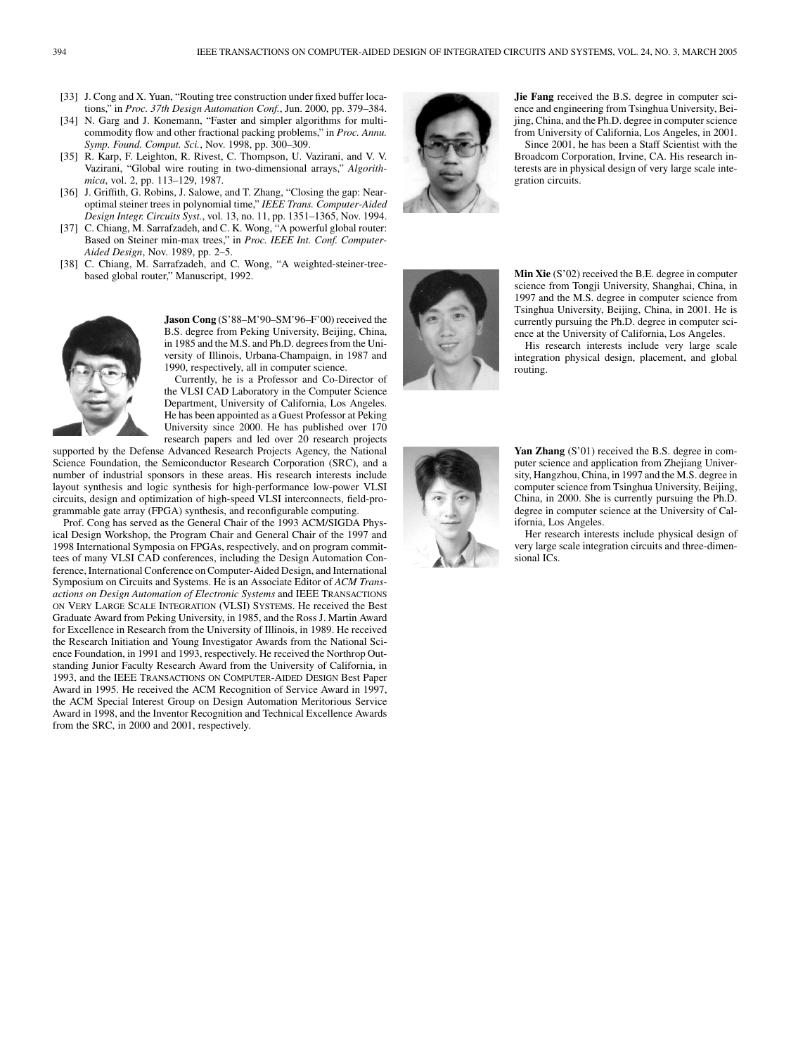[33] J. Cong and X. Yuan, "Routing tree construction under fixed buffer locations," in *Proc. 37th Design Automation Conf.*, Jun. 2000, pp. 379–384.

[34] N. Garg and J. Konemann, "Faster and simpler algorithms for multicommodity flow and other fractional packing problems," in *Proc. Annu. Symp. Found. Comput. Sci.*, Nov. 1998, pp. 300–309.

[35] R. Karp, F. Leighton, R. Rivest, C. Thompson, U. Vazirani, and V. V. Vazirani, "Global wire routing in two-dimensional arrays," *Algorithmica*, vol. 2, pp. 113–129, 1987.

[36] J. Griffith, G. Robins, J. Salowe, and T. Zhang, "Closing the gap: Near-optimal steiner trees in polynomial time," *IEEE Trans. Computer-Aided Design Integr. Circuits Syst.*, vol. 13, no. 11, pp. 1351–1365, Nov. 1994.

[37] C. Chiang, M. Sarrafzadeh, and C. K. Wong, "A powerful global router: Based on Steiner min-max trees," in *Proc. IEEE Int. Conf. Computer-Aided Design*, Nov. 1989, pp. 2–5.

[38] C. Chiang, M. Sarrafzadeh, and C. Wong, "A weighted-steiner-tree-based global router," Manuscript, 1992.

**Jason Cong** (S'88–M'90–SM'96–F'00) received the B.S. degree from Peking University, Beijing, China, in 1985 and the M.S. and Ph.D. degrees from the University of Illinois, Urbana-Champaign, in 1987 and 1990, respectively, all in computer science.

Currently, he is a Professor and Co-Director of the VLSI CAD Laboratory in the Computer Science Department, University of California, Los Angeles. He has been appointed as a Guest Professor at Peking University since 2000. He has published over 170 research papers and led over 20 research projects supported by the Defense Advanced Research Projects Agency, the National Science Foundation, the Semiconductor Research Corporation (SRC), and a number of industrial sponsors in these areas. His research interests include layout synthesis and logic synthesis for high-performance low-power VLSI circuits, design and optimization of high-speed VLSI interconnects, field-programmable gate array (FPGA) synthesis, and reconfigurable computing.

Prof. Cong has served as the General Chair of the 1993 ACM/SIGDA Physical Design Workshop, the Program Chair and General Chair of the 1997 and 1998 International Symposia on FPGAs, respectively, and on program committees of many VLSI CAD conferences, including the Design Automation Conference, International Conference on Computer-Aided Design, and International Symposium on Circuits and Systems. He is an Associate Editor of *ACM Transactions on Design Automation of Electronic Systems* and IEEE TRANSACTIONS ON VERY LARGE SCALE INTEGRATION (VLSI) SYSTEMS. He received the Best Graduate Award from Peking University, in 1985, and the Ross J. Martin Award for Excellence in Research from the University of Illinois, in 1989. He received the Research Initiation and Young Investigator Awards from the National Science Foundation, in 1991 and 1993, respectively. He received the Northrop Outstanding Junior Faculty Research Award from the University of California, in 1993, and the IEEE TRANSACTIONS ON COMPUTER-AIDED DESIGN Best Paper Award in 1995. He received the ACM Recognition of Service Award in 1997, the ACM Special Interest Group on Design Automation Meritorious Service Award in 1998, and the Inventor Recognition and Technical Excellence Awards from the SRC, in 2000 and 2001, respectively.

**Jie Fang** received the B.S. degree in computer science and engineering from Tsinghua University, Beijing, China, and the Ph.D. degree in computer science from University of California, Los Angeles, in 2001.

Since 2001, he has been a Staff Scientist with the Broadcom Corporation, Irvine, CA. His research interests are in physical design of very large scale integration circuits.

**Min Xie** (S'02) received the B.E. degree in computer science from Tongji University, Shanghai, China, in 1997 and the M.S. degree in computer science from Tsinghua University, Beijing, China, in 2001. He is currently pursuing the Ph.D. degree in computer science at the University of California, Los Angeles.

His research interests include very large scale integration physical design, placement, and global routing.

**Yan Zhang** (S'01) received the B.S. degree in computer science and application from Zhejiang University, Hangzhou, China, in 1997 and the M.S. degree in computer science from Tsinghua University, Beijing, China, in 2000. She is currently pursuing the Ph.D. degree in computer science at the University of California, Los Angeles.

Her research interests include physical design of very large scale integration circuits and three-dimensional ICs.